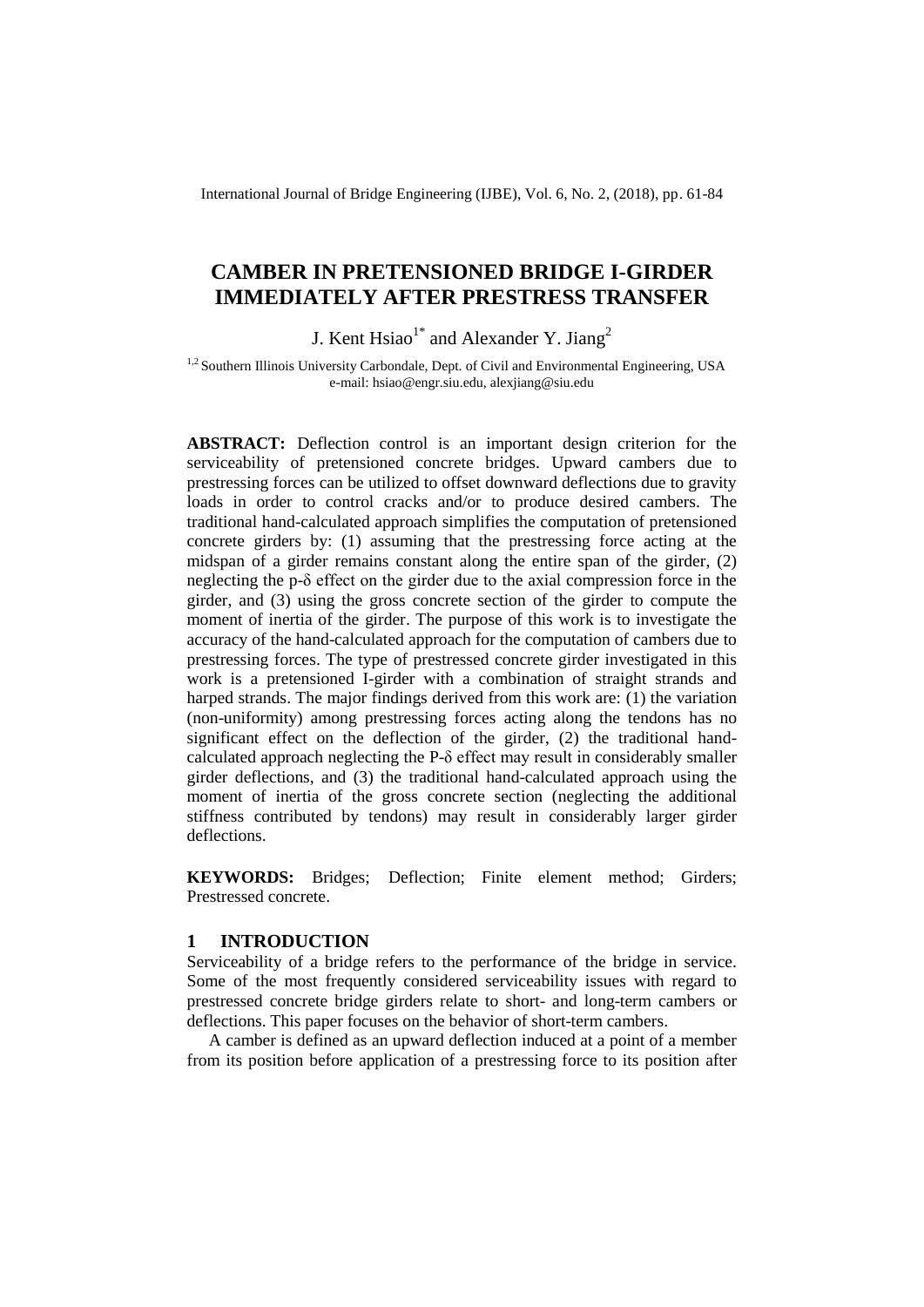# CAMBER IN PRETENSIONED BRIDGE I-GIRDER IMMEDIATELY AFTER PRESTRESS TRANSFER

J. Kent Hsiao[1*] and Alexander Y. Jiang[2]

[1,2] Southern Illinois University Carbondale, Dept. of Civil and Environmental Engineering, USA
e-mail: hsiao@engr.siu.edu, alexjiang@siu.edu

**ABSTRACT:** Deflection control is an important design criterion for the serviceability of pretensioned concrete bridges. Upward cambers due to prestressing forces can be utilized to offset downward deflections due to gravity loads in order to control cracks and/or to produce desired cambers. The traditional hand-calculated approach simplifies the computation of pretensioned concrete girders by: (1) assuming that the prestressing force acting at the midspan of a girder remains constant along the entire span of the girder, (2) neglecting the p-δ effect on the girder due to the axial compression force in the girder, and (3) using the gross concrete section of the girder to compute the moment of inertia of the girder. The purpose of this work is to investigate the accuracy of the hand-calculated approach for the computation of cambers due to prestressing forces. The type of prestressed concrete girder investigated in this work is a pretensioned I-girder with a combination of straight strands and harped strands. The major findings derived from this work are: (1) the variation (non-uniformity) among prestressing forces acting along the tendons has no significant effect on the deflection of the girder, (2) the traditional hand-calculated approach neglecting the P-δ effect may result in considerably smaller girder deflections, and (3) the traditional hand-calculated approach using the moment of inertia of the gross concrete section (neglecting the additional stiffness contributed by tendons) may result in considerably larger girder deflections.

**KEYWORDS:** Bridges; Deflection; Finite element method; Girders; Prestressed concrete.

## 1 INTRODUCTION

Serviceability of a bridge refers to the performance of the bridge in service. Some of the most frequently considered serviceability issues with regard to prestressed concrete bridge girders relate to short- and long-term cambers or deflections. This paper focuses on the behavior of short-term cambers.

A camber is defined as an upward deflection induced at a point of a member from its position before application of a prestressing force to its position after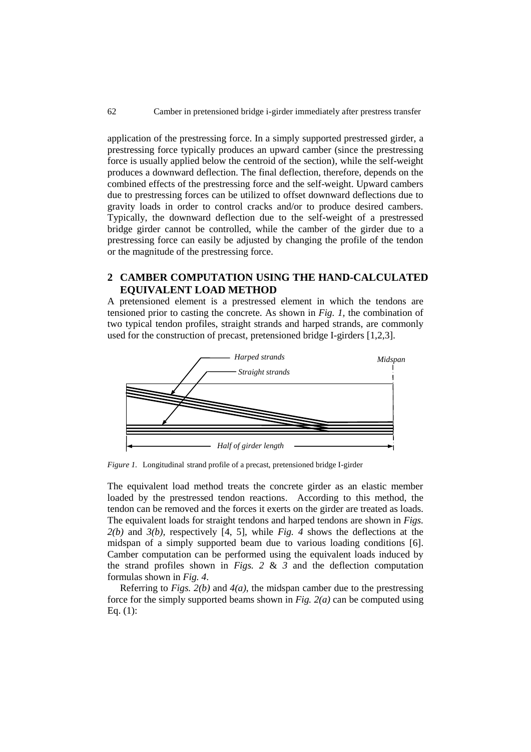application of the prestressing force. In a simply supported prestressed girder, a prestressing force typically produces an upward camber (since the prestressing force is usually applied below the centroid of the section), while the self-weight produces a downward deflection. The final deflection, therefore, depends on the combined effects of the prestressing force and the self-weight. Upward cambers due to prestressing forces can be utilized to offset downward deflections due to gravity loads in order to control cracks and/or to produce desired cambers. Typically, the downward deflection due to the self-weight of a prestressed bridge girder cannot be controlled, while the camber of the girder due to a prestressing force can easily be adjusted by changing the profile of the tendon or the magnitude of the prestressing force.

## 2 CAMBER COMPUTATION USING THE HAND-CALCULATED EQUIVALENT LOAD METHOD

A pretensioned element is a prestressed element in which the tendons are tensioned prior to casting the concrete. As shown in *Fig. 1*, the combination of two typical tendon profiles, straight strands and harped strands, are commonly used for the construction of precast, pretensioned bridge I-girders [1,2,3].

*Figure 1.* Longitudinal strand profile of a precast, pretensioned bridge I-girder

The equivalent load method treats the concrete girder as an elastic member loaded by the prestressed tendon reactions. According to this method, the tendon can be removed and the forces it exerts on the girder are treated as loads. The equivalent loads for straight tendons and harped tendons are shown in *Figs. 2(b)* and *3(b)*, respectively [4, 5], while *Fig. 4* shows the deflections at the midspan of a simply supported beam due to various loading conditions [6]. Camber computation can be performed using the equivalent loads induced by the strand profiles shown in *Figs. 2* & *3* and the deflection computation formulas shown in *Fig. 4*.

Referring to *Figs. 2(b)* and *4(a)*, the midspan camber due to the prestressing force for the simply supported beams shown in *Fig. 2(a)* can be computed using Eq. (1):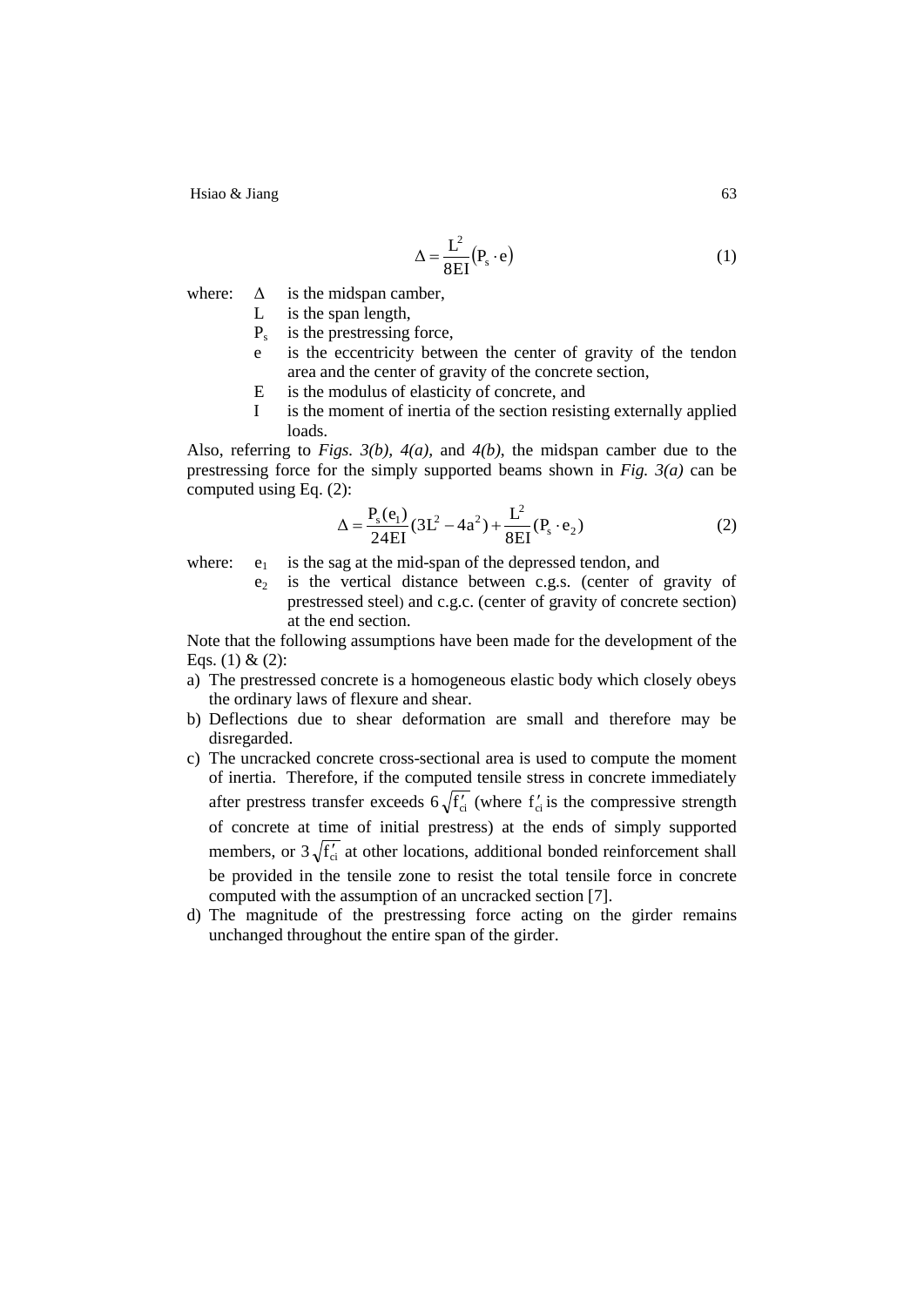$$\Delta = \frac{L^2}{8EI}\left(P_s \cdot e\right) \tag{1}$$

where: $\Delta$ is the midspan camber,
$L$ is the span length,
$P_s$ is the prestressing force,
$e$ is the eccentricity between the center of gravity of the tendon area and the center of gravity of the concrete section,
$E$ is the modulus of elasticity of concrete, and
$I$ is the moment of inertia of the section resisting externally applied loads.

Also, referring to *Figs. 3(b), 4(a),* and *4(b)*, the midspan camber due to the prestressing force for the simply supported beams shown in *Fig. 3(a)* can be computed using Eq. (2):

$$\Delta = \frac{P_s(e_1)}{24EI}(3L^2 - 4a^2) + \frac{L^2}{8EI}(P_s \cdot e_2) \tag{2}$$

where: $e_1$ is the sag at the mid-span of the depressed tendon, and
$e_2$ is the vertical distance between c.g.s. (center of gravity of prestressed steel) and c.g.c. (center of gravity of concrete section) at the end section.

Note that the following assumptions have been made for the development of the Eqs. (1) & (2):

a) The prestressed concrete is a homogeneous elastic body which closely obeys the ordinary laws of flexure and shear.
b) Deflections due to shear deformation are small and therefore may be disregarded.
c) The uncracked concrete cross-sectional area is used to compute the moment of inertia. Therefore, if the computed tensile stress in concrete immediately after prestress transfer exceeds $6\sqrt{f'_{ci}}$ (where $f'_{ci}$ is the compressive strength of concrete at time of initial prestress) at the ends of simply supported members, or $3\sqrt{f'_{ci}}$ at other locations, additional bonded reinforcement shall be provided in the tensile zone to resist the total tensile force in concrete computed with the assumption of an uncracked section [7].
d) The magnitude of the prestressing force acting on the girder remains unchanged throughout the entire span of the girder.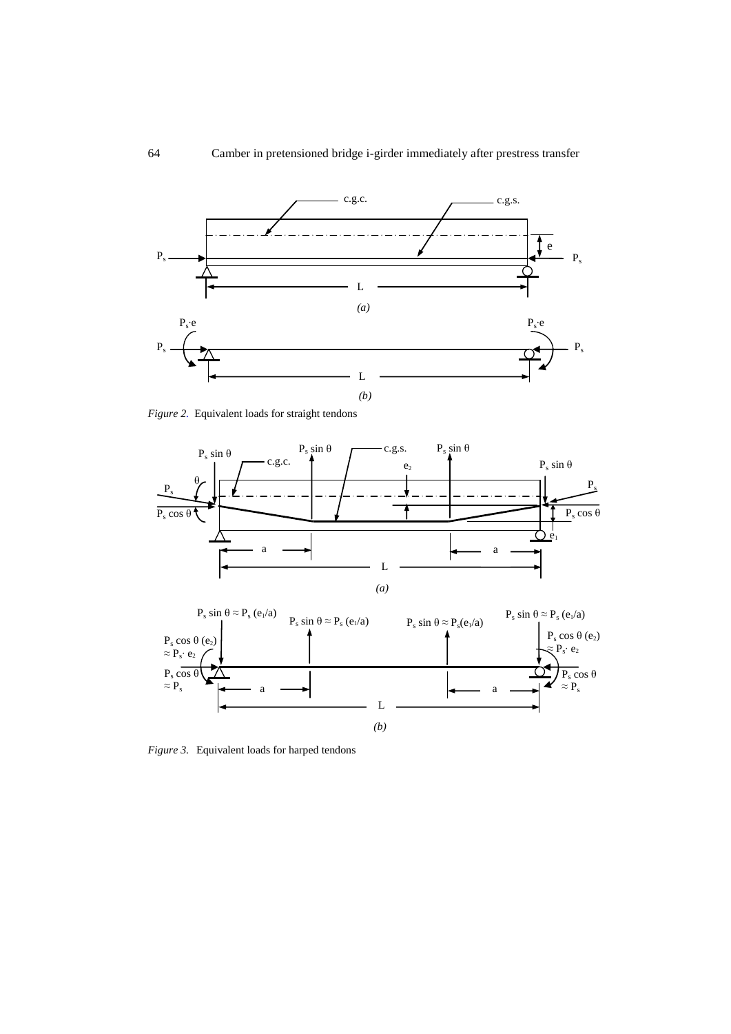*Figure 2.* Equivalent loads for straight tendons

*Figure 3.* Equivalent loads for harped tendons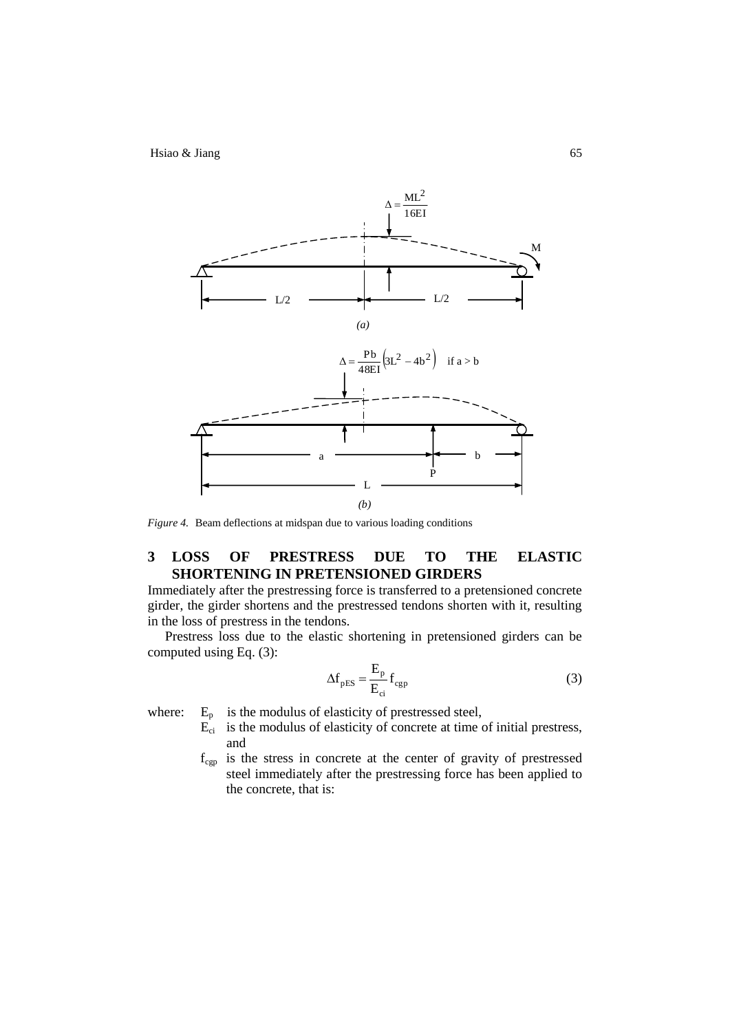$$\Delta = \frac{ML^2}{16EI}$$

(a)

$$\Delta = \frac{Pb}{48EI}\left(3L^2 - 4b^2\right) \quad \text{if } a > b$$

(b)

*Figure 4.* Beam deflections at midspan due to various loading conditions

## 3 LOSS OF PRESTRESS DUE TO THE ELASTIC SHORTENING IN PRETENSIONED GIRDERS

Immediately after the prestressing force is transferred to a pretensioned concrete girder, the girder shortens and the prestressed tendons shorten with it, resulting in the loss of prestress in the tendons.

Prestress loss due to the elastic shortening in pretensioned girders can be computed using Eq. (3):

$$\Delta f_{pES} = \frac{E_p}{E_{ci}} f_{cgp} \tag{3}$$

where: $E_p$ is the modulus of elasticity of prestressed steel,

$E_{ci}$ is the modulus of elasticity of concrete at time of initial prestress, and

$f_{cgp}$ is the stress in concrete at the center of gravity of prestressed steel immediately after the prestressing force has been applied to the concrete, that is: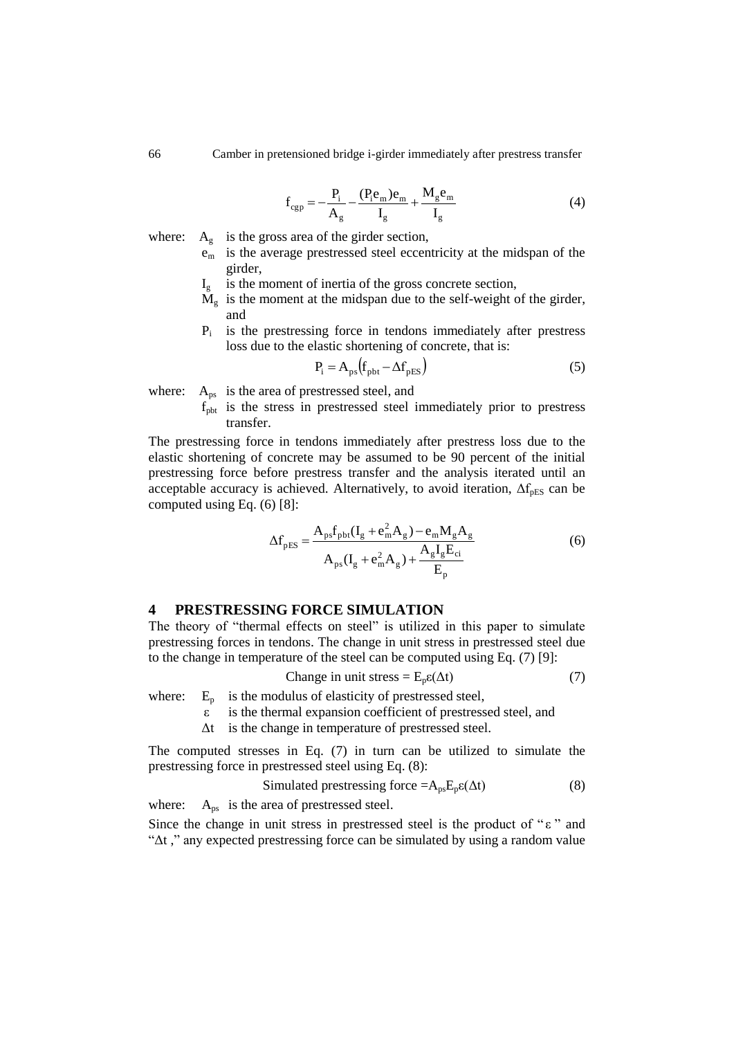$$f_{cgp} = -\frac{P_i}{A_g} - \frac{(P_i e_m)e_m}{I_g} + \frac{M_g e_m}{I_g} \tag{4}$$

where: $A_g$ is the gross area of the girder section,
$e_m$ is the average prestressed steel eccentricity at the midspan of the girder,
$I_g$ is the moment of inertia of the gross concrete section,
$M_g$ is the moment at the midspan due to the self-weight of the girder, and
$P_i$ is the prestressing force in tendons immediately after prestress loss due to the elastic shortening of concrete, that is:

$$P_i = A_{ps}\left(f_{pbt} - \Delta f_{pES}\right) \tag{5}$$

where: $A_{ps}$ is the area of prestressed steel, and
$f_{pbt}$ is the stress in prestressed steel immediately prior to prestress transfer.

The prestressing force in tendons immediately after prestress loss due to the elastic shortening of concrete may be assumed to be 90 percent of the initial prestressing force before prestress transfer and the analysis iterated until an acceptable accuracy is achieved. Alternatively, to avoid iteration, $\Delta f_{pES}$ can be computed using Eq. (6) [8]:

$$\Delta f_{pES} = \frac{A_{ps} f_{pbt}(I_g + e_m^2 A_g) - e_m M_g A_g}{A_{ps}(I_g + e_m^2 A_g) + \dfrac{A_g I_g E_{ci}}{E_p}} \tag{6}$$

## 4 PRESTRESSING FORCE SIMULATION

The theory of "thermal effects on steel" is utilized in this paper to simulate prestressing forces in tendons. The change in unit stress in prestressed steel due to the change in temperature of the steel can be computed using Eq. (7) [9]:

$$\text{Change in unit stress} = E_p \varepsilon (\Delta t) \tag{7}$$

where: $E_p$ is the modulus of elasticity of prestressed steel,
$\varepsilon$ is the thermal expansion coefficient of prestressed steel, and
$\Delta t$ is the change in temperature of prestressed steel.

The computed stresses in Eq. (7) in turn can be utilized to simulate the prestressing force in prestressed steel using Eq. (8):

$$\text{Simulated prestressing force} = A_{ps} E_p \varepsilon (\Delta t) \tag{8}$$

where: $A_{ps}$ is the area of prestressed steel.

Since the change in unit stress in prestressed steel is the product of "$\varepsilon$" and "$\Delta t$," any expected prestressing force can be simulated by using a random value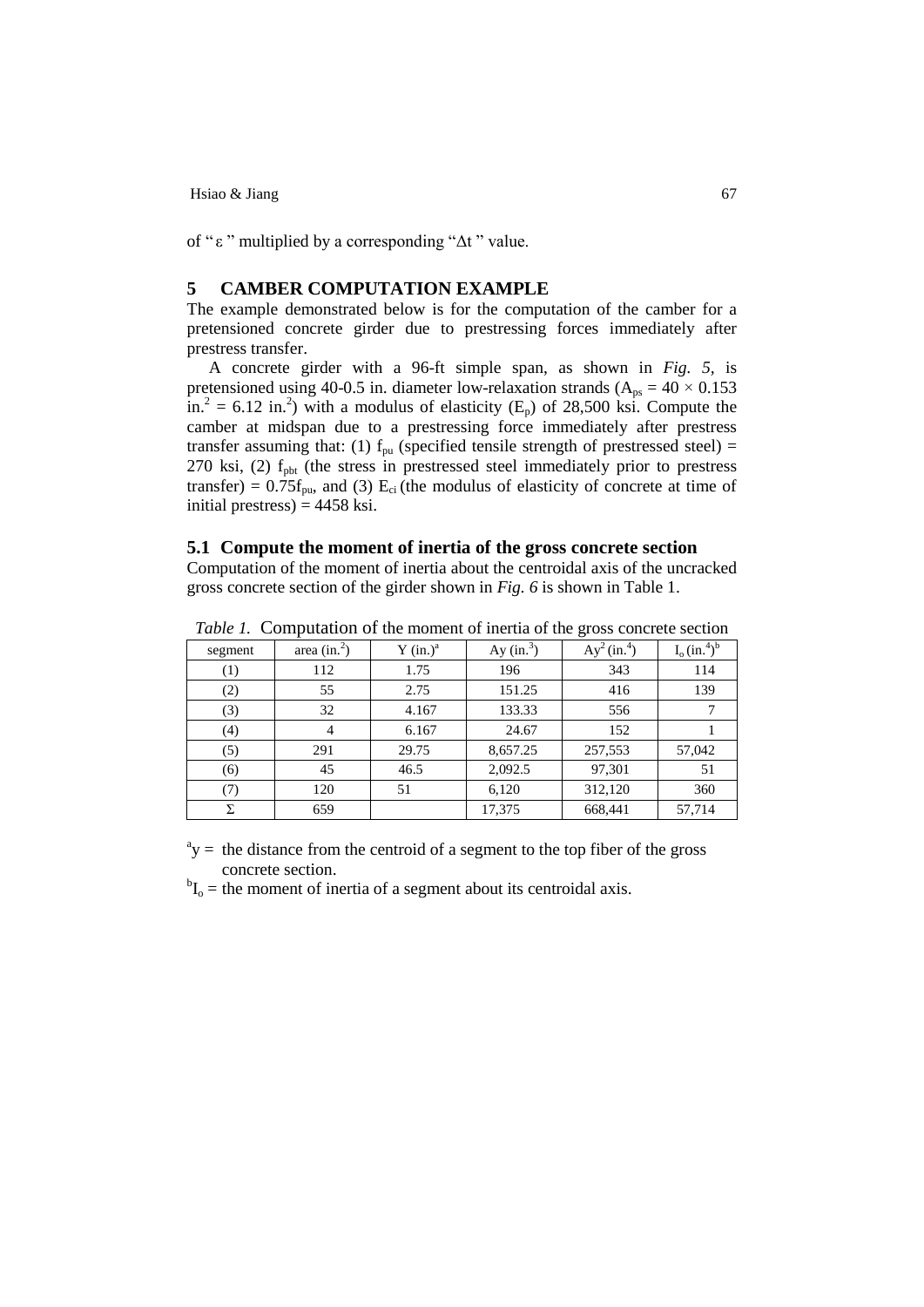of " ε " multiplied by a corresponding "Δt " value.

## 5 CAMBER COMPUTATION EXAMPLE

The example demonstrated below is for the computation of the camber for a pretensioned concrete girder due to prestressing forces immediately after prestress transfer.

A concrete girder with a 96-ft simple span, as shown in *Fig. 5*, is pretensioned using 40-0.5 in. diameter low-relaxation strands ($A_{ps} = 40 \times 0.153$ in.$^2$ = 6.12 in.$^2$) with a modulus of elasticity ($E_p$) of 28,500 ksi. Compute the camber at midspan due to a prestressing force immediately after prestress transfer assuming that: (1) $f_{pu}$ (specified tensile strength of prestressed steel) = 270 ksi, (2) $f_{pbt}$ (the stress in prestressed steel immediately prior to prestress transfer) = $0.75f_{pu}$, and (3) $E_{ci}$ (the modulus of elasticity of concrete at time of initial prestress) = 4458 ksi.

### 5.1 Compute the moment of inertia of the gross concrete section

Computation of the moment of inertia about the centroidal axis of the uncracked gross concrete section of the girder shown in *Fig. 6* is shown in Table 1.

*Table 1.* Computation of the moment of inertia of the gross concrete section

| segment | area (in.$^2$) | Y (in.)[a] | Ay (in.$^3$) | Ay$^2$ (in.$^4$) | $I_o$ (in.$^4$)[b] |
|---|---|---|---|---|---|
| (1) | 112 | 1.75 | 196 | 343 | 114 |
| (2) | 55 | 2.75 | 151.25 | 416 | 139 |
| (3) | 32 | 4.167 | 133.33 | 556 | 7 |
| (4) | 4 | 6.167 | 24.67 | 152 | 1 |
| (5) | 291 | 29.75 | 8,657.25 | 257,553 | 57,042 |
| (6) | 45 | 46.5 | 2,092.5 | 97,301 | 51 |
| (7) | 120 | 51 | 6,120 | 312,120 | 360 |
| Σ | 659 | | 17,375 | 668,441 | 57,714 |

[a]y = the distance from the centroid of a segment to the top fiber of the gross concrete section.

[b]$I_o$ = the moment of inertia of a segment about its centroidal axis.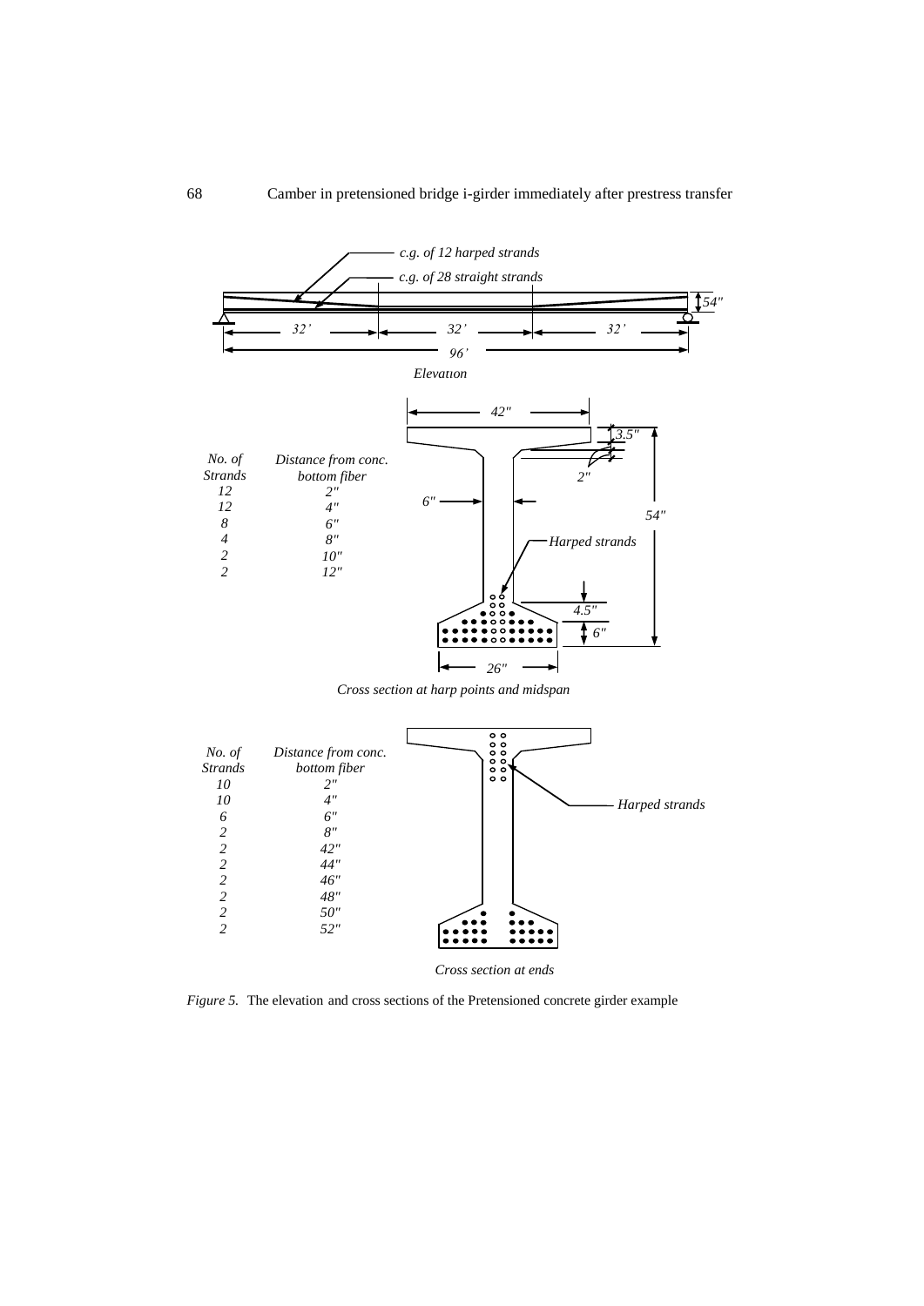| No. of Strands | Distance from conc. bottom fiber |
|---|---|
| 12 | 2" |
| 12 | 4" |
| 8 | 6" |
| 4 | 8" |
| 2 | 10" |
| 2 | 12" |

*Cross section at harp points and midspan*

| No. of Strands | Distance from conc. bottom fiber |
|---|---|
| 10 | 2" |
| 10 | 4" |
| 6 | 6" |
| 2 | 8" |
| 2 | 42" |
| 2 | 44" |
| 2 | 46" |
| 2 | 48" |
| 2 | 50" |
| 2 | 52" |

*Cross section at ends*

*Figure 5.* The elevation and cross sections of the Pretensioned concrete girder example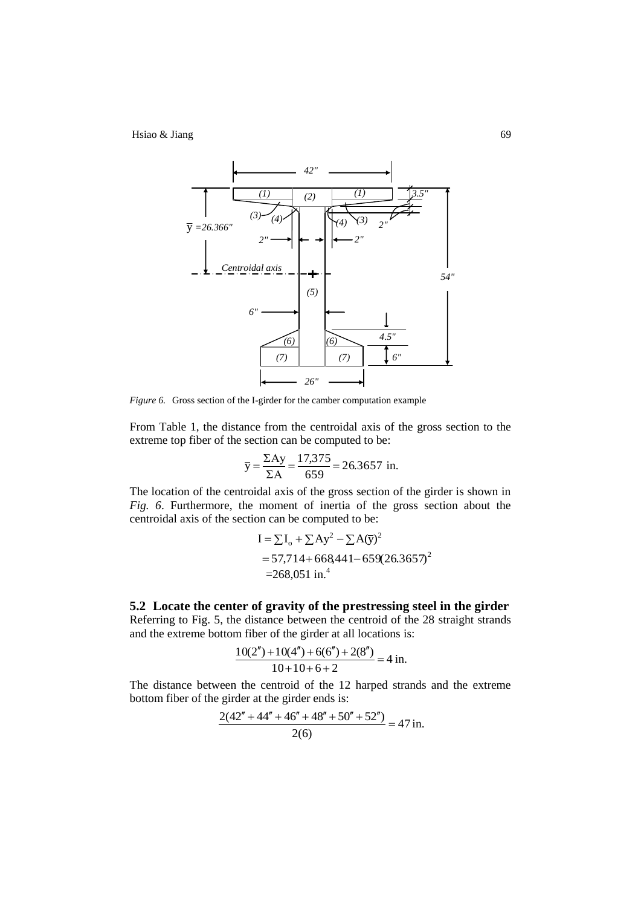*Figure 6.* Gross section of the I-girder for the camber computation example

From Table 1, the distance from the centroidal axis of the gross section to the extreme top fiber of the section can be computed to be:

$$\bar{y} = \frac{\Sigma Ay}{\Sigma A} = \frac{17{,}375}{659} = 26.3657 \text{ in.}$$

The location of the centroidal axis of the gross section of the girder is shown in *Fig. 6*. Furthermore, the moment of inertia of the gross section about the centroidal axis of the section can be computed to be:

$$\begin{aligned} I &= \sum I_o + \sum Ay^2 - \sum A(\bar{y})^2 \\ &= 57{,}714 + 668{,}441 - 659(26.3657)^2 \\ &= 268{,}051 \text{ in.}^4 \end{aligned}$$

## 5.2 Locate the center of gravity of the prestressing steel in the girder

Referring to Fig. 5, the distance between the centroid of the 28 straight strands and the extreme bottom fiber of the girder at all locations is:

$$\frac{10(2'') + 10(4'') + 6(6'') + 2(8'')}{10 + 10 + 6 + 2} = 4 \text{ in.}$$

The distance between the centroid of the 12 harped strands and the extreme bottom fiber of the girder at the girder ends is:

$$\frac{2(42'' + 44'' + 46'' + 48'' + 50'' + 52'')}{2(6)} = 47 \text{ in.}$$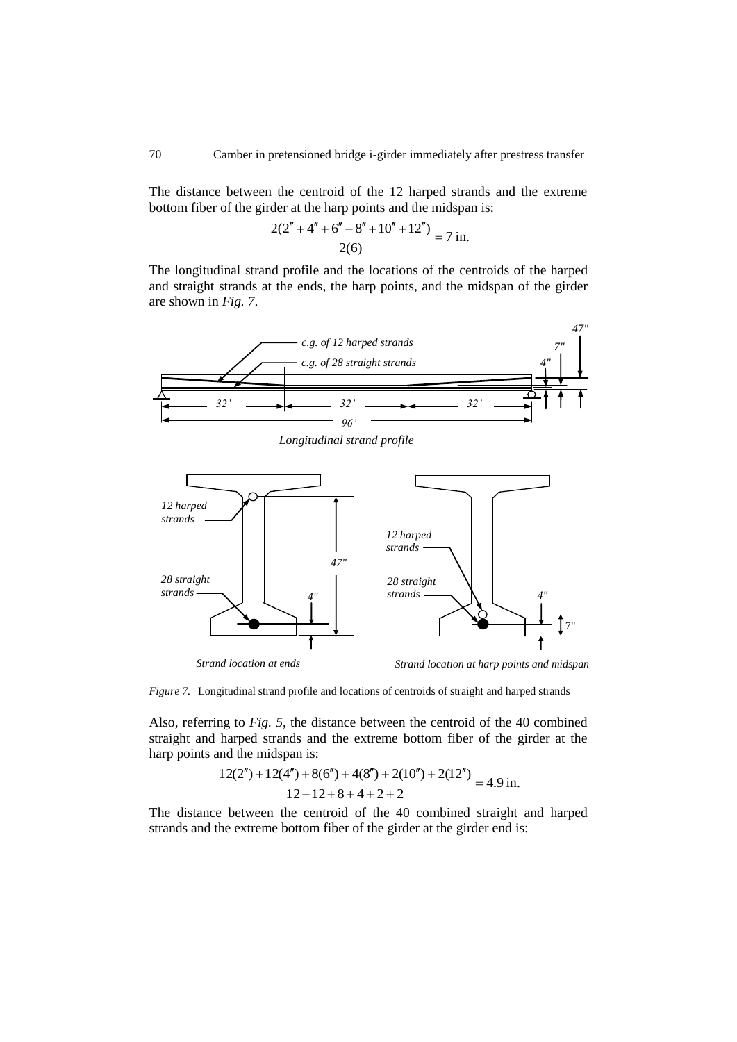The distance between the centroid of the 12 harped strands and the extreme bottom fiber of the girder at the harp points and the midspan is:

$$\frac{2(2'' + 4'' + 6'' + 8'' + 10'' + 12'')}{2(6)} = 7 \text{ in.}$$

The longitudinal strand profile and the locations of the centroids of the harped and straight strands at the ends, the harp points, and the midspan of the girder are shown in *Fig. 7*.

*Figure 7.* Longitudinal strand profile and locations of centroids of straight and harped strands

Also, referring to *Fig. 5*, the distance between the centroid of the 40 combined straight and harped strands and the extreme bottom fiber of the girder at the harp points and the midspan is:

$$\frac{12(2'') + 12(4'') + 8(6'') + 4(8'') + 2(10'') + 2(12'')}{12 + 12 + 8 + 4 + 2 + 2} = 4.9 \text{ in.}$$

The distance between the centroid of the 40 combined straight and harped strands and the extreme bottom fiber of the girder at the girder end is: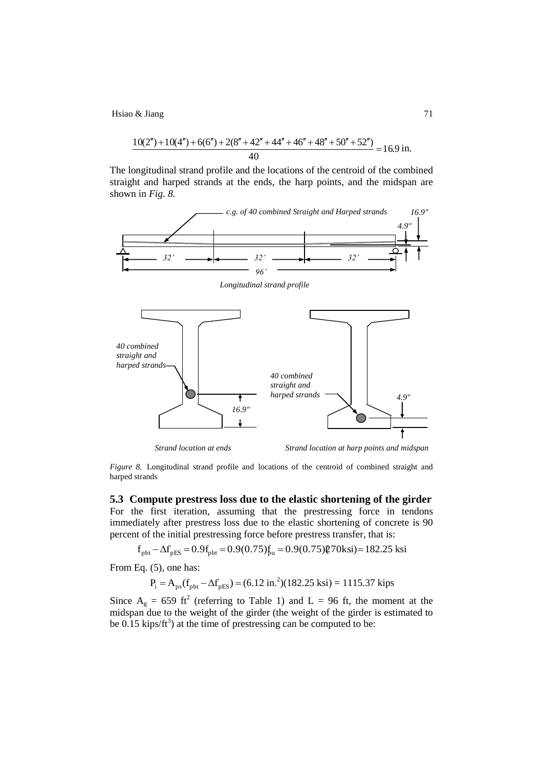$$\frac{10(2'')+10(4'')+6(6'')+2(8''+42''+44''+46''+48''+50''+52'')}{40}=16.9\text{ in.}$$

The longitudinal strand profile and the locations of the centroid of the combined straight and harped strands at the ends, the harp points, and the midspan are shown in *Fig. 8.*

*Figure 8.* Longitudinal strand profile and locations of the centroid of combined straight and harped strands

### 5.3 Compute prestress loss due to the elastic shortening of the girder

For the first iteration, assuming that the prestressing force in tendons immediately after prestress loss due to the elastic shortening of concrete is 90 percent of the initial prestressing force before prestress transfer, that is:

$$f_{pbt}-\Delta f_{pES}=0.9f_{pbt}=0.9(0.75)f_{pu}=0.9(0.75)(270\text{ksi})=182.25\text{ ksi}$$

From Eq. (5), one has:

$$P_i=A_{ps}(f_{pbt}-\Delta f_{pES})=(6.12\text{ in.}^2)(182.25\text{ ksi})=1115.37\text{ kips}$$

Since $A_g$ = 659 ft$^2$ (referring to Table 1) and L = 96 ft, the moment at the midspan due to the weight of the girder (the weight of the girder is estimated to be 0.15 kips/ft$^3$) at the time of prestressing can be computed to be: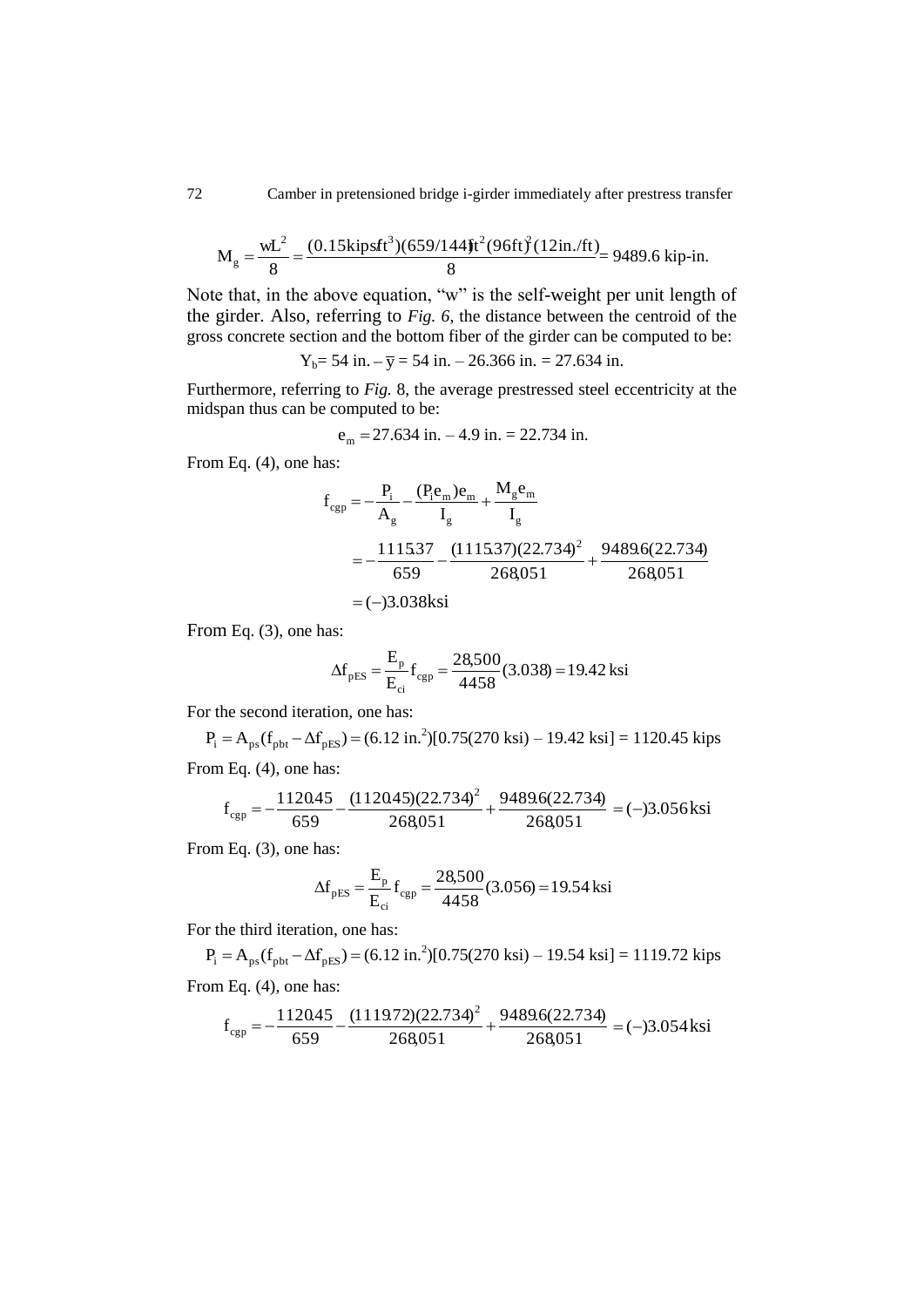$$M_g = \frac{wL^2}{8} = \frac{(0.15\text{kips/ft}^3)(659/144)\text{ft}^2(96\text{ft})^2(12\text{in./ft})}{8} = 9489.6 \text{ kip-in.}$$

Note that, in the above equation, "w" is the self-weight per unit length of the girder. Also, referring to *Fig. 6*, the distance between the centroid of the gross concrete section and the bottom fiber of the girder can be computed to be:

$$Y_b = 54 \text{ in.} - \bar{y} = 54 \text{ in.} - 26.366 \text{ in.} = 27.634 \text{ in.}$$

Furthermore, referring to *Fig.* 8, the average prestressed steel eccentricity at the midspan thus can be computed to be:

$$e_m = 27.634 \text{ in.} - 4.9 \text{ in.} = 22.734 \text{ in.}$$

From Eq. (4), one has:

$$\begin{aligned}
f_{cgp} &= -\frac{P_i}{A_g} - \frac{(P_i e_m)e_m}{I_g} + \frac{M_g e_m}{I_g} \\
&= -\frac{1115.37}{659} - \frac{(1115.37)(22.734)^2}{268{,}051} + \frac{9489.6(22.734)}{268{,}051} \\
&= (-)3.038\text{ksi}
\end{aligned}$$

From Eq. (3), one has:

$$\Delta f_{pES} = \frac{E_p}{E_{ci}} f_{cgp} = \frac{28{,}500}{4458}(3.038) = 19.42 \text{ ksi}$$

For the second iteration, one has:

$$P_i = A_{ps}(f_{pbt} - \Delta f_{pES}) = (6.12 \text{ in.}^2)[0.75(270 \text{ ksi}) - 19.42 \text{ ksi}] = 1120.45 \text{ kips}$$

From Eq. (4), one has:

$$f_{cgp} = -\frac{1120.45}{659} - \frac{(1120.45)(22.734)^2}{268{,}051} + \frac{9489.6(22.734)}{268{,}051} = (-)3.056\text{ksi}$$

From Eq. (3), one has:

$$\Delta f_{pES} = \frac{E_p}{E_{ci}} f_{cgp} = \frac{28{,}500}{4458}(3.056) = 19.54 \text{ ksi}$$

For the third iteration, one has:

$$P_i = A_{ps}(f_{pbt} - \Delta f_{pES}) = (6.12 \text{ in.}^2)[0.75(270 \text{ ksi}) - 19.54 \text{ ksi}] = 1119.72 \text{ kips}$$

From Eq. (4), one has:

$$f_{cgp} = -\frac{1120.45}{659} - \frac{(1119.72)(22.734)^2}{268{,}051} + \frac{9489.6(22.734)}{268{,}051} = (-)3.054\text{ksi}$$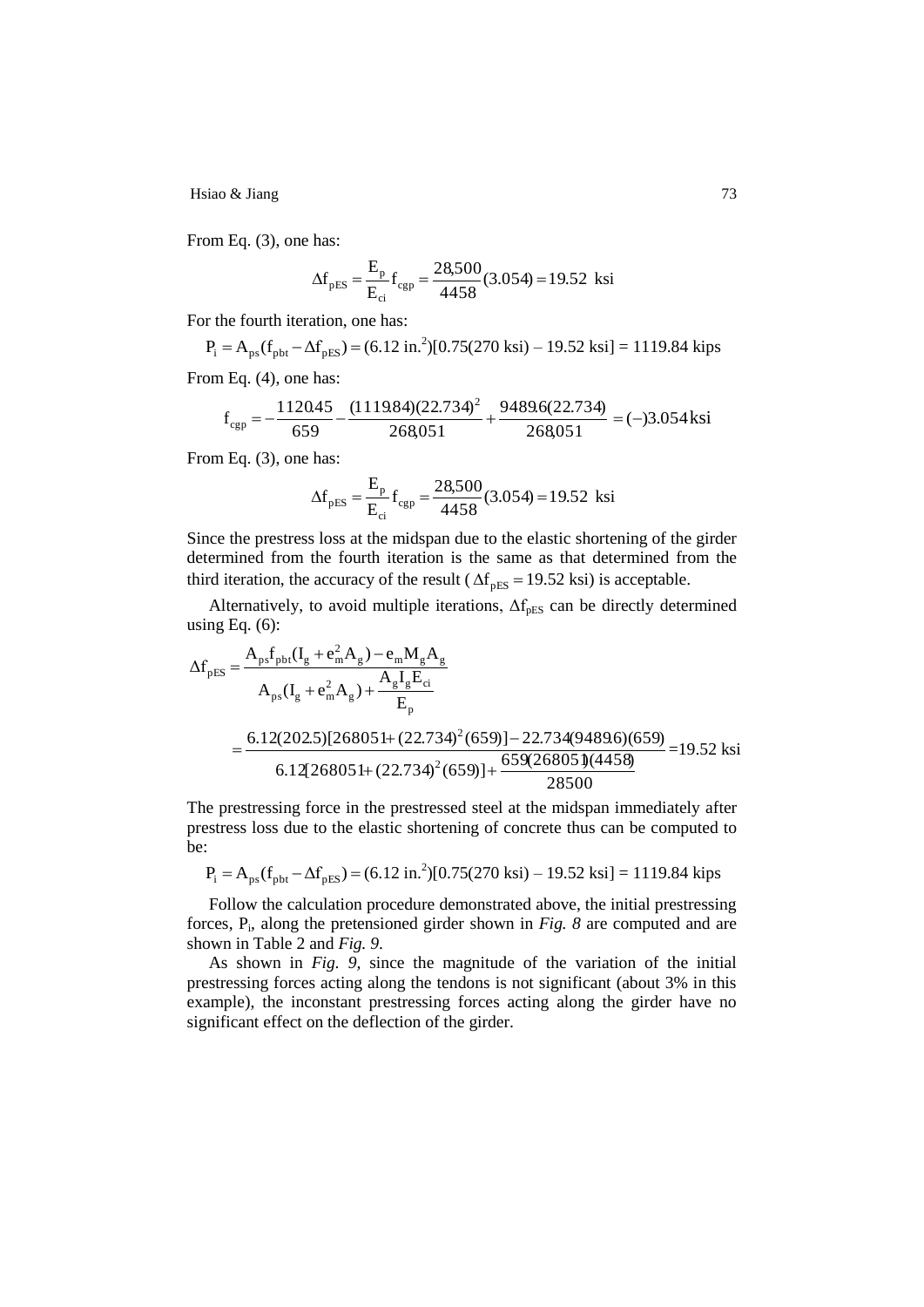From Eq. (3), one has:

$$\Delta f_{pES} = \frac{E_p}{E_{ci}} f_{cgp} = \frac{28{,}500}{4458}(3.054) = 19.52 \text{ ksi}$$

For the fourth iteration, one has:

$$P_i = A_{ps}(f_{pbt} - \Delta f_{pES}) = (6.12 \text{ in.}^2)[0.75(270 \text{ ksi}) - 19.52 \text{ ksi}] = 1119.84 \text{ kips}$$

From Eq. (4), one has:

$$f_{cgp} = -\frac{1120.45}{659} - \frac{(1119.84)(22.734)^2}{268{,}051} + \frac{9489.6(22.734)}{268{,}051} = (-)3.054 \text{ ksi}$$

From Eq. (3), one has:

$$\Delta f_{pES} = \frac{E_p}{E_{ci}} f_{cgp} = \frac{28{,}500}{4458}(3.054) = 19.52 \text{ ksi}$$

Since the prestress loss at the midspan due to the elastic shortening of the girder determined from the fourth iteration is the same as that determined from the third iteration, the accuracy of the result ($\Delta f_{pES} = 19.52$ ksi) is acceptable.

Alternatively, to avoid multiple iterations, $\Delta f_{pES}$ can be directly determined using Eq. (6):

$$\Delta f_{pES} = \frac{A_{ps} f_{pbt}(I_g + e_m^2 A_g) - e_m M_g A_g}{A_{ps}(I_g + e_m^2 A_g) + \dfrac{A_g I_g E_{ci}}{E_p}}$$

$$= \frac{6.12(202.5)[268051 + (22.734)^2(659)] - 22.734(9489.6)(659)}{6.12[268051 + (22.734)^2(659)] + \dfrac{659(268051)(4458)}{28500}} = 19.52 \text{ ksi}$$

The prestressing force in the prestressed steel at the midspan immediately after prestress loss due to the elastic shortening of concrete thus can be computed to be:

$$P_i = A_{ps}(f_{pbt} - \Delta f_{pES}) = (6.12 \text{ in.}^2)[0.75(270 \text{ ksi}) - 19.52 \text{ ksi}] = 1119.84 \text{ kips}$$

Follow the calculation procedure demonstrated above, the initial prestressing forces, $P_i$, along the pretensioned girder shown in *Fig. 8* are computed and are shown in Table 2 and *Fig. 9*.

As shown in *Fig. 9*, since the magnitude of the variation of the initial prestressing forces acting along the tendons is not significant (about 3% in this example), the inconstant prestressing forces acting along the girder have no significant effect on the deflection of the girder.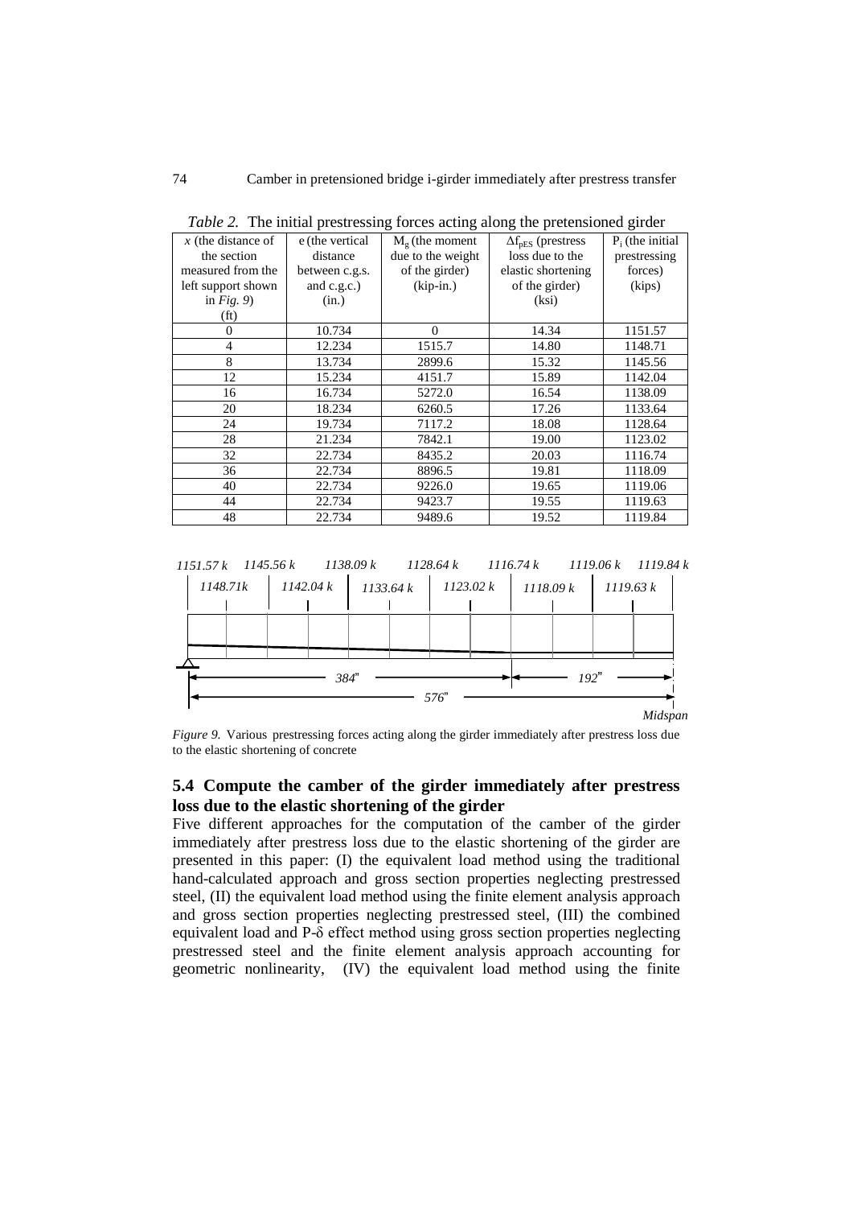*Table 2.* The initial prestressing forces acting along the pretensioned girder

| $x$ (the distance of the section measured from the left support shown in *Fig. 9*) (ft) | e (the vertical distance between c.g.s. and c.g.c.) (in.) | $M_g$ (the moment due to the weight of the girder) (kip-in.) | $\Delta f_{pES}$ (prestress loss due to the elastic shortening of the girder) (ksi) | $P_i$ (the initial prestressing forces) (kips) |
|---|---|---|---|---|
| 0 | 10.734 | 0 | 14.34 | 1151.57 |
| 4 | 12.234 | 1515.7 | 14.80 | 1148.71 |
| 8 | 13.734 | 2899.6 | 15.32 | 1145.56 |
| 12 | 15.234 | 4151.7 | 15.89 | 1142.04 |
| 16 | 16.734 | 5272.0 | 16.54 | 1138.09 |
| 20 | 18.234 | 6260.5 | 17.26 | 1133.64 |
| 24 | 19.734 | 7117.2 | 18.08 | 1128.64 |
| 28 | 21.234 | 7842.1 | 19.00 | 1123.02 |
| 32 | 22.734 | 8435.2 | 20.03 | 1116.74 |
| 36 | 22.734 | 8896.5 | 19.81 | 1118.09 |
| 40 | 22.734 | 9226.0 | 19.65 | 1119.06 |
| 44 | 22.734 | 9423.7 | 19.55 | 1119.63 |
| 48 | 22.734 | 9489.6 | 19.52 | 1119.84 |

*Figure 9.* Various prestressing forces acting along the girder immediately after prestress loss due to the elastic shortening of concrete

## 5.4 Compute the camber of the girder immediately after prestress loss due to the elastic shortening of the girder

Five different approaches for the computation of the camber of the girder immediately after prestress loss due to the elastic shortening of the girder are presented in this paper: (I) the equivalent load method using the traditional hand-calculated approach and gross section properties neglecting prestressed steel, (II) the equivalent load method using the finite element analysis approach and gross section properties neglecting prestressed steel, (III) the combined equivalent load and P-$\delta$ effect method using gross section properties neglecting prestressed steel and the finite element analysis approach accounting for geometric nonlinearity, (IV) the equivalent load method using the finite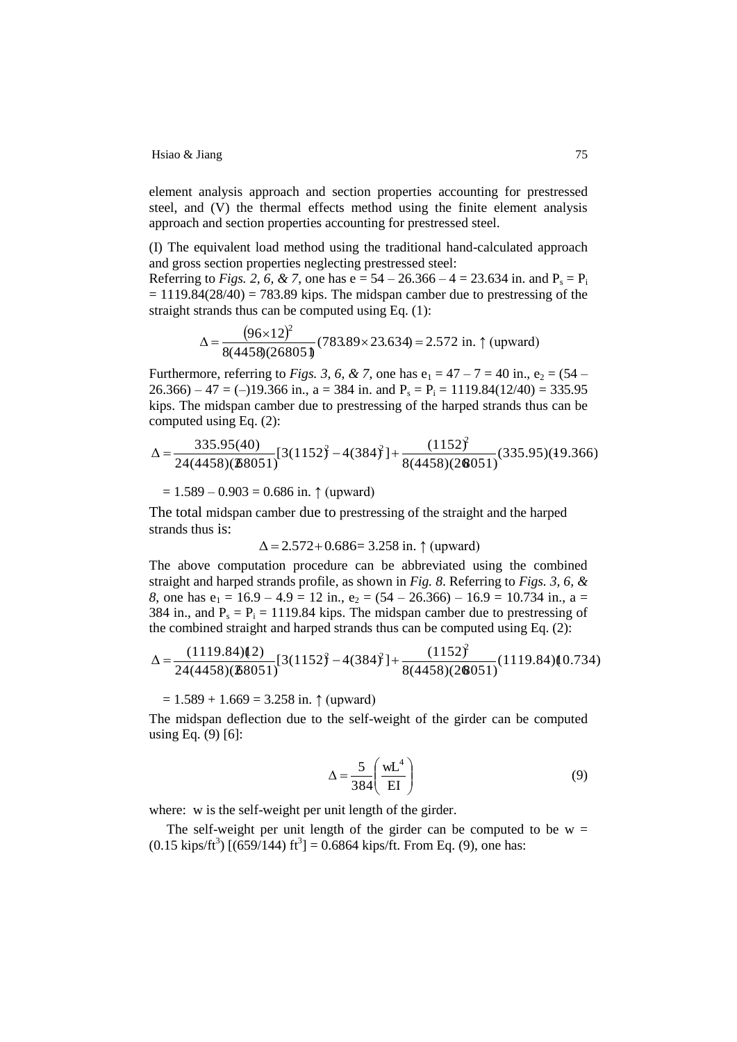element analysis approach and section properties accounting for prestressed steel, and (V) the thermal effects method using the finite element analysis approach and section properties accounting for prestressed steel.

(I) The equivalent load method using the traditional hand-calculated approach and gross section properties neglecting prestressed steel:
Referring to *Figs. 2, 6, & 7*, one has e = 54 – 26.366 – 4 = 23.634 in. and $P_s = P_i = 1119.84(28/40) = 783.89$ kips. The midspan camber due to prestressing of the straight strands thus can be computed using Eq. (1):

$$\Delta = \frac{(96 \times 12)^2}{8(4458)(268051)}(783.89 \times 23.634) = 2.572 \text{ in.} \uparrow \text{(upward)}$$

Furthermore, referring to *Figs. 3, 6, & 7*, one has $e_1 = 47 - 7 = 40$ in., $e_2 = (54 - 26.366) - 47 = (-)19.366$ in., a = 384 in. and $P_s = P_i = 1119.84(12/40) = 335.95$ kips. The midspan camber due to prestressing of the harped strands thus can be computed using Eq. (2):

$$\Delta = \frac{335.95(40)}{24(4458)(268051)}[3(1152)^2 - 4(384)^2] + \frac{(1152)^2}{8(4458)(268051)}(335.95)(-19.366)$$

$$= 1.589 - 0.903 = 0.686 \text{ in.} \uparrow \text{(upward)}$$

The total midspan camber due to prestressing of the straight and the harped strands thus is:

$$\Delta = 2.572 + 0.686 = 3.258 \text{ in.} \uparrow \text{(upward)}$$

The above computation procedure can be abbreviated using the combined straight and harped strands profile, as shown in *Fig. 8*. Referring to *Figs. 3, 6, & 8*, one has $e_1 = 16.9 - 4.9 = 12$ in., $e_2 = (54 - 26.366) - 16.9 = 10.734$ in., a = 384 in., and $P_s = P_i = 1119.84$ kips. The midspan camber due to prestressing of the combined straight and harped strands thus can be computed using Eq. (2):

$$\Delta = \frac{(1119.84)(12)}{24(4458)(268051)}[3(1152)^2 - 4(384)^2] + \frac{(1152)^2}{8(4458)(268051)}(1119.84)(10.734)$$

$$= 1.589 + 1.669 = 3.258 \text{ in.} \uparrow \text{(upward)}$$

The midspan deflection due to the self-weight of the girder can be computed using Eq. (9) [6]:

$$\Delta = \frac{5}{384}\left(\frac{wL^4}{EI}\right) \tag{9}$$

where: w is the self-weight per unit length of the girder.

The self-weight per unit length of the girder can be computed to be w = (0.15 kips/ft$^3$) [(659/144) ft$^2$] = 0.6864 kips/ft. From Eq. (9), one has: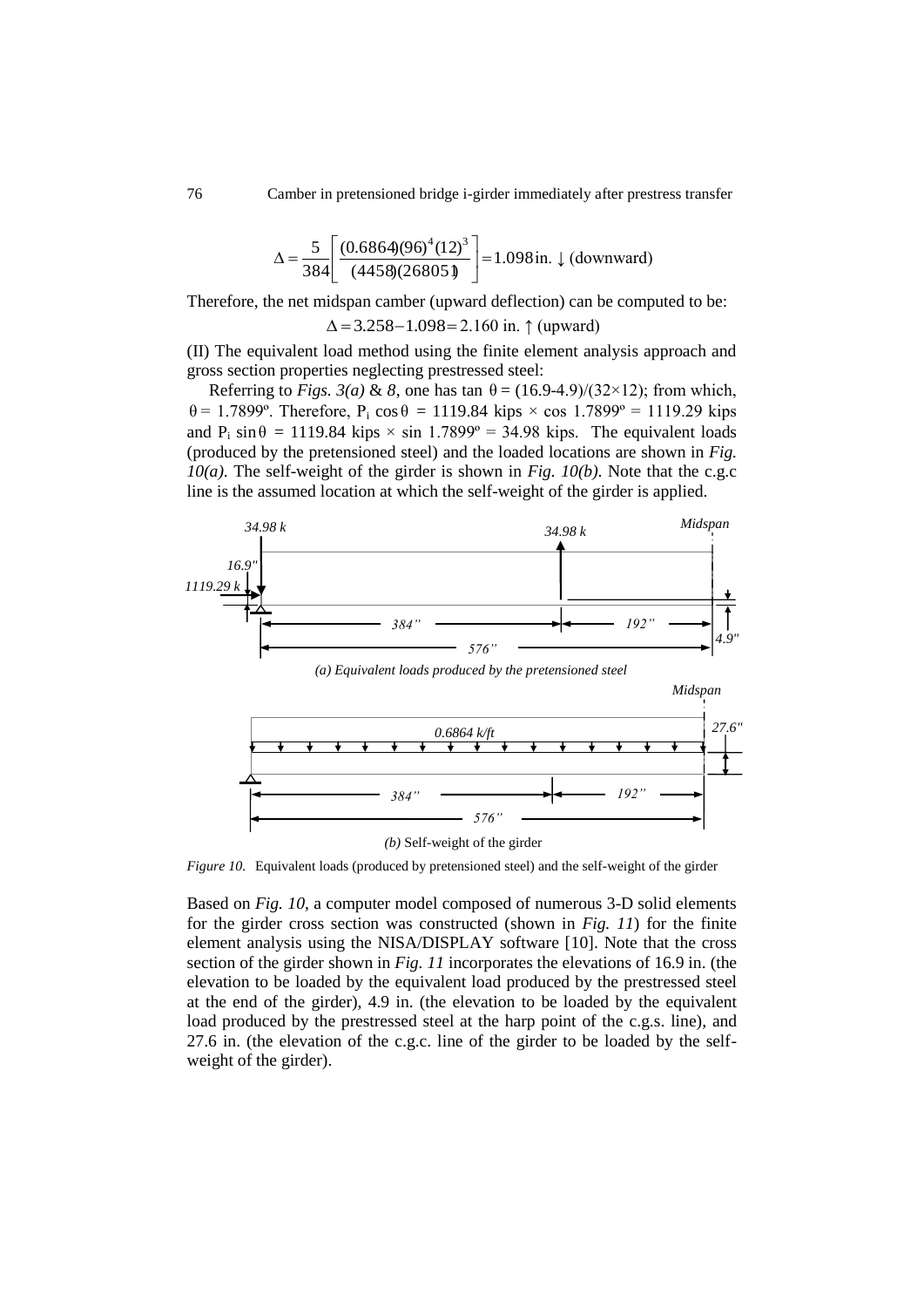$$\Delta = \frac{5}{384}\left[\frac{(0.6864)(96)^4(12)^3}{(4458)(268051)}\right] = 1.098 \text{in.} \downarrow \text{(downward)}$$

Therefore, the net midspan camber (upward deflection) can be computed to be:

$$\Delta = 3.258 - 1.098 = 2.160 \text{ in.} \uparrow \text{(upward)}$$

(II) The equivalent load method using the finite element analysis approach and gross section properties neglecting prestressed steel:

Referring to *Figs. 3(a)* & *8*, one has $\tan\theta = (16.9\text{-}4.9)/(32\times12)$; from which, $\theta = 1.7899°$. Therefore, $P_i \cos\theta$ = 1119.84 kips × cos 1.7899º = 1119.29 kips and $P_i \sin\theta$ = 1119.84 kips × sin 1.7899º = 34.98 kips. The equivalent loads (produced by the pretensioned steel) and the loaded locations are shown in *Fig. 10(a)*. The self-weight of the girder is shown in *Fig. 10(b)*. Note that the c.g.c line is the assumed location at which the self-weight of the girder is applied.

*Figure 10.* Equivalent loads (produced by pretensioned steel) and the self-weight of the girder

Based on *Fig. 10*, a computer model composed of numerous 3-D solid elements for the girder cross section was constructed (shown in *Fig. 11*) for the finite element analysis using the NISA/DISPLAY software [10]. Note that the cross section of the girder shown in *Fig. 11* incorporates the elevations of 16.9 in. (the elevation to be loaded by the equivalent load produced by the prestressed steel at the end of the girder), 4.9 in. (the elevation to be loaded by the equivalent load produced by the prestressed steel at the harp point of the c.g.s. line), and 27.6 in. (the elevation of the c.g.c. line of the girder to be loaded by the self-weight of the girder).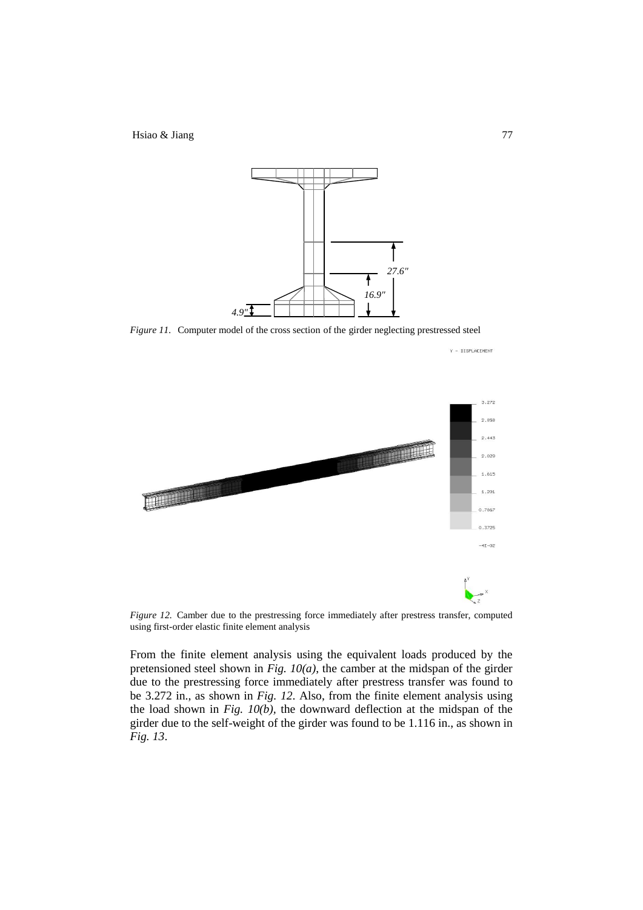*Figure 11.* Computer model of the cross section of the girder neglecting prestressed steel

*Figure 12.* Camber due to the prestressing force immediately after prestress transfer, computed using first-order elastic finite element analysis

From the finite element analysis using the equivalent loads produced by the pretensioned steel shown in *Fig. 10(a)*, the camber at the midspan of the girder due to the prestressing force immediately after prestress transfer was found to be 3.272 in., as shown in *Fig. 12*. Also, from the finite element analysis using the load shown in *Fig. 10(b)*, the downward deflection at the midspan of the girder due to the self-weight of the girder was found to be 1.116 in., as shown in *Fig. 13*.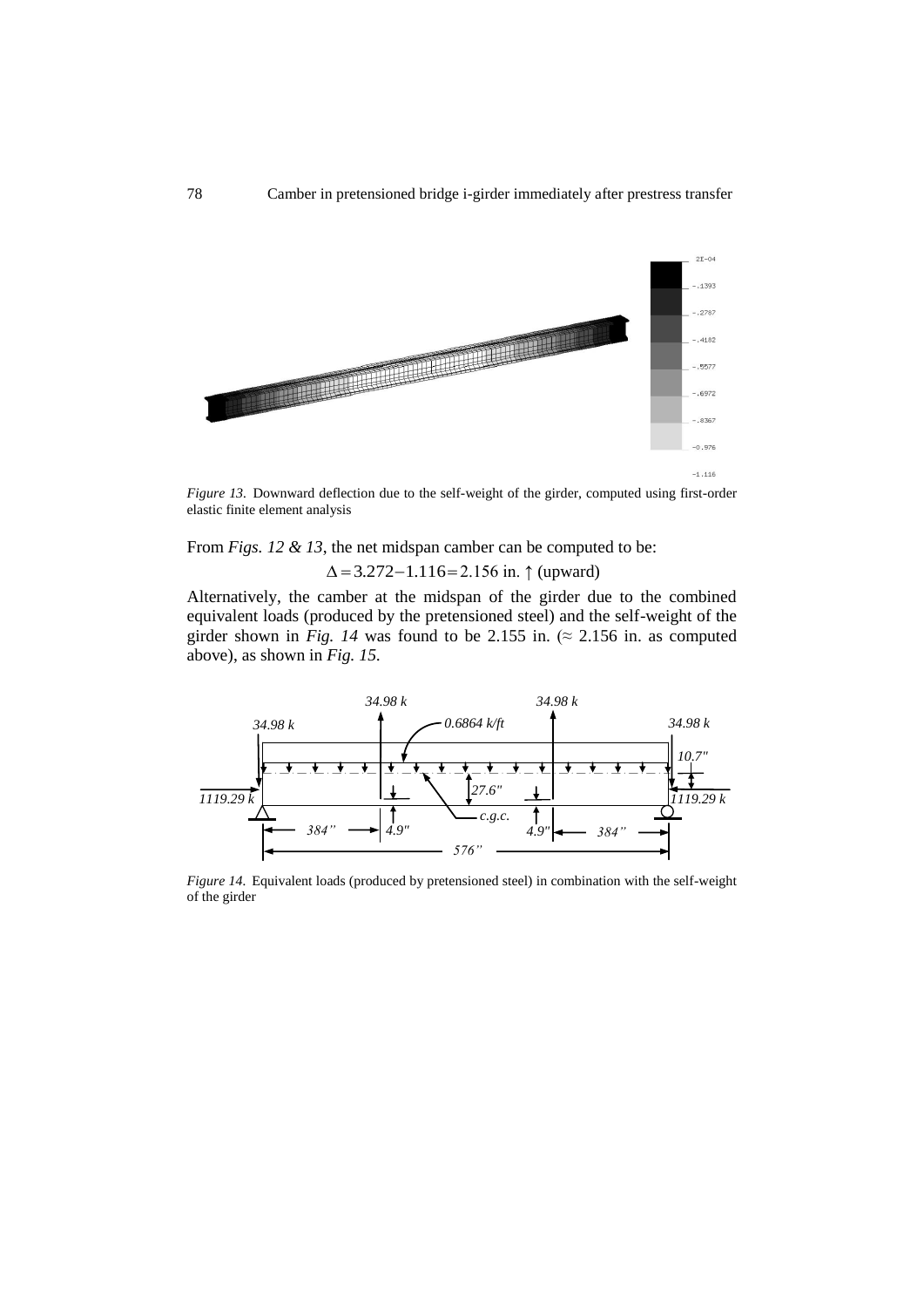*Figure 13.* Downward deflection due to the self-weight of the girder, computed using first-order elastic finite element analysis

From *Figs. 12 & 13*, the net midspan camber can be computed to be:

$$\Delta = 3.272 - 1.116 = 2.156 \text{ in.} \uparrow \text{(upward)}$$

Alternatively, the camber at the midspan of the girder due to the combined equivalent loads (produced by the pretensioned steel) and the self-weight of the girder shown in *Fig. 14* was found to be 2.155 in. ($\approx$ 2.156 in. as computed above), as shown in *Fig. 15*.

*Figure 14.* Equivalent loads (produced by pretensioned steel) in combination with the self-weight of the girder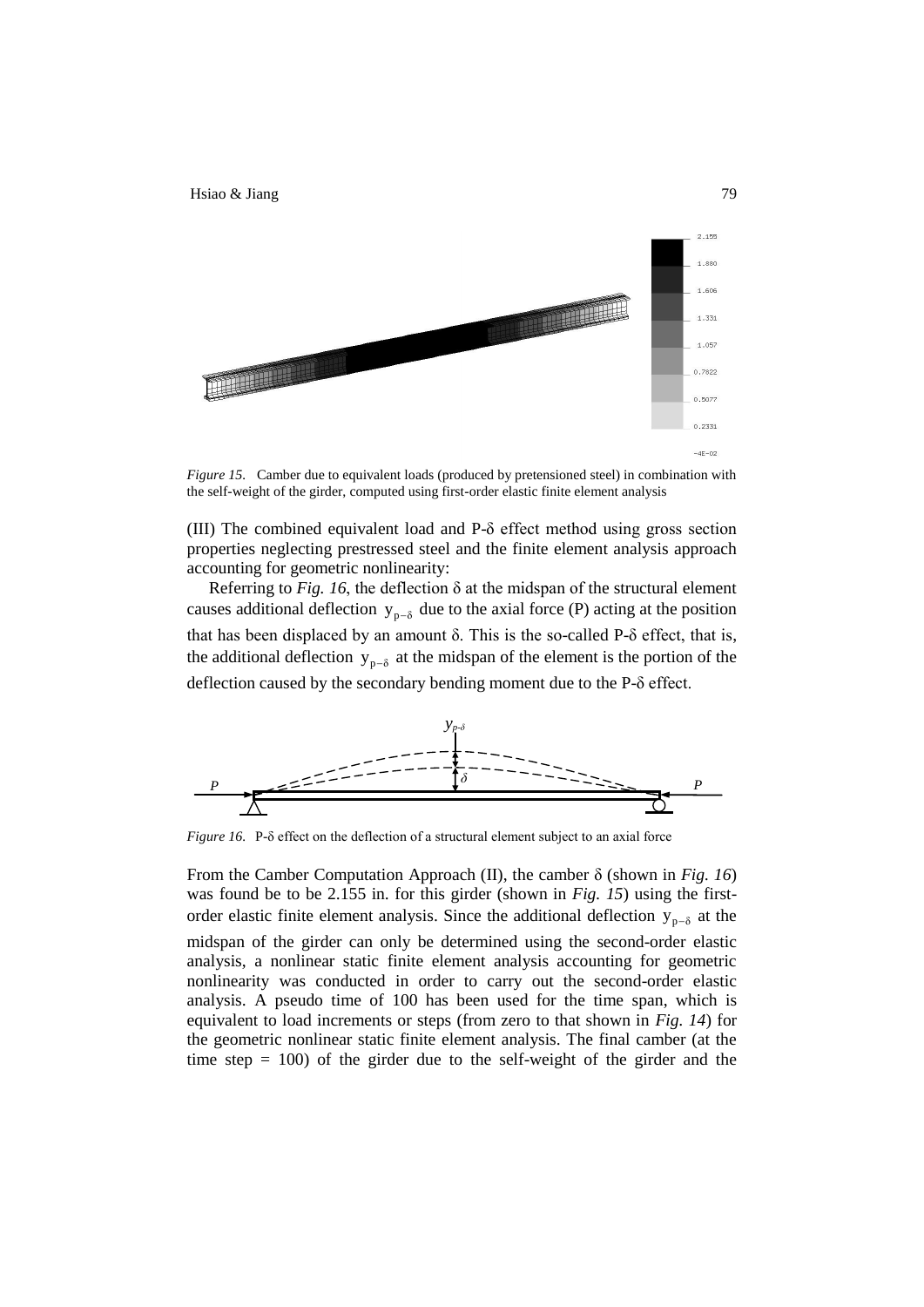*Figure 15.* Camber due to equivalent loads (produced by pretensioned steel) in combination with the self-weight of the girder, computed using first-order elastic finite element analysis

(III) The combined equivalent load and P-δ effect method using gross section properties neglecting prestressed steel and the finite element analysis approach accounting for geometric nonlinearity:

Referring to *Fig. 16*, the deflection δ at the midspan of the structural element causes additional deflection $y_{p-\delta}$ due to the axial force (P) acting at the position that has been displaced by an amount δ. This is the so-called P-δ effect, that is, the additional deflection $y_{p-\delta}$ at the midspan of the element is the portion of the deflection caused by the secondary bending moment due to the P-δ effect.

*Figure 16.* P-δ effect on the deflection of a structural element subject to an axial force

From the Camber Computation Approach (II), the camber δ (shown in *Fig. 16*) was found be to be 2.155 in. for this girder (shown in *Fig. 15*) using the first-order elastic finite element analysis. Since the additional deflection $y_{p-\delta}$ at the midspan of the girder can only be determined using the second-order elastic analysis, a nonlinear static finite element analysis accounting for geometric nonlinearity was conducted in order to carry out the second-order elastic analysis. A pseudo time of 100 has been used for the time span, which is equivalent to load increments or steps (from zero to that shown in *Fig. 14*) for the geometric nonlinear static finite element analysis. The final camber (at the time step = 100) of the girder due to the self-weight of the girder and the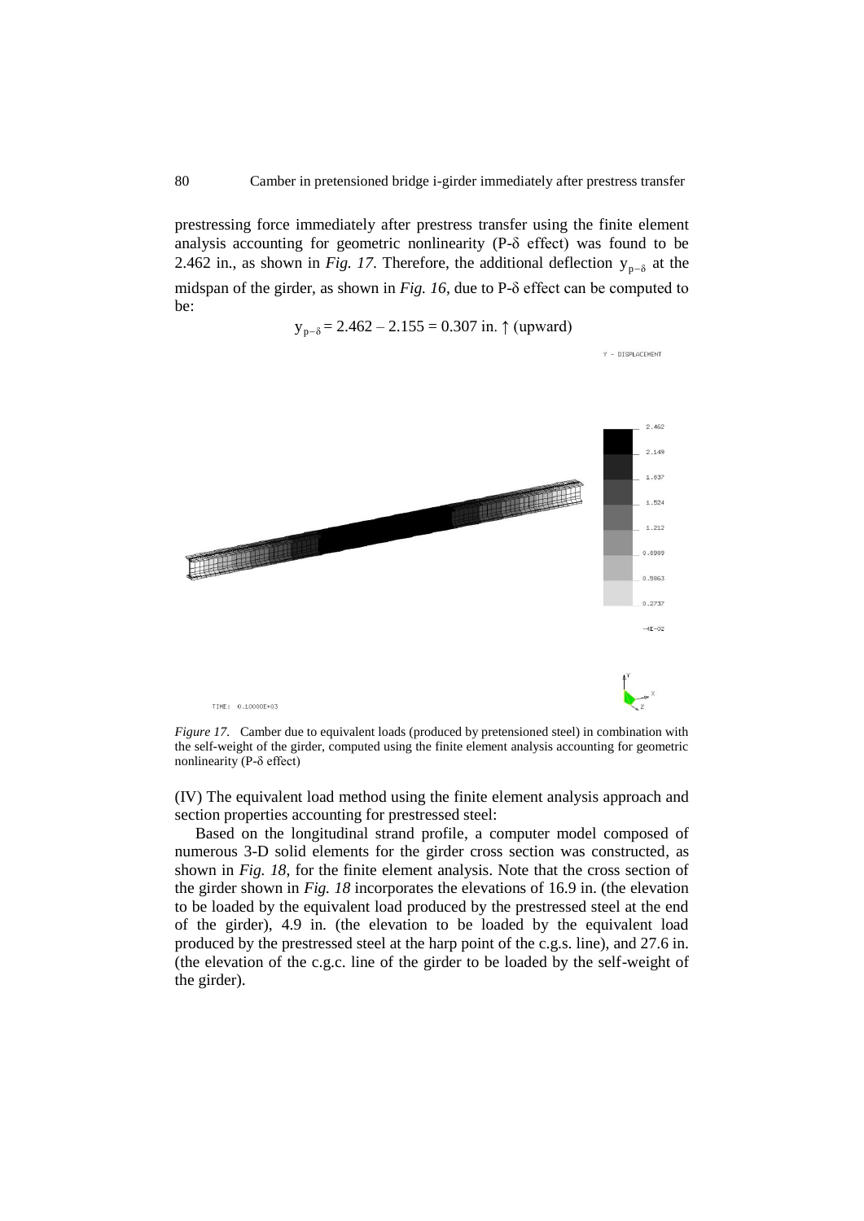prestressing force immediately after prestress transfer using the finite element analysis accounting for geometric nonlinearity (P-δ effect) was found to be 2.462 in., as shown in *Fig. 17*. Therefore, the additional deflection $y_{p-\delta}$ at the midspan of the girder, as shown in *Fig. 16*, due to P-δ effect can be computed to be:

$$y_{p-\delta} = 2.462 - 2.155 = 0.307 \text{ in.} \uparrow \text{(upward)}$$

*Figure 17.* Camber due to equivalent loads (produced by pretensioned steel) in combination with the self-weight of the girder, computed using the finite element analysis accounting for geometric nonlinearity (P-δ effect)

(IV) The equivalent load method using the finite element analysis approach and section properties accounting for prestressed steel:

Based on the longitudinal strand profile, a computer model composed of numerous 3-D solid elements for the girder cross section was constructed, as shown in *Fig. 18*, for the finite element analysis. Note that the cross section of the girder shown in *Fig. 18* incorporates the elevations of 16.9 in. (the elevation to be loaded by the equivalent load produced by the prestressed steel at the end of the girder), 4.9 in. (the elevation to be loaded by the equivalent load produced by the prestressed steel at the harp point of the c.g.s. line), and 27.6 in. (the elevation of the c.g.c. line of the girder to be loaded by the self-weight of the girder).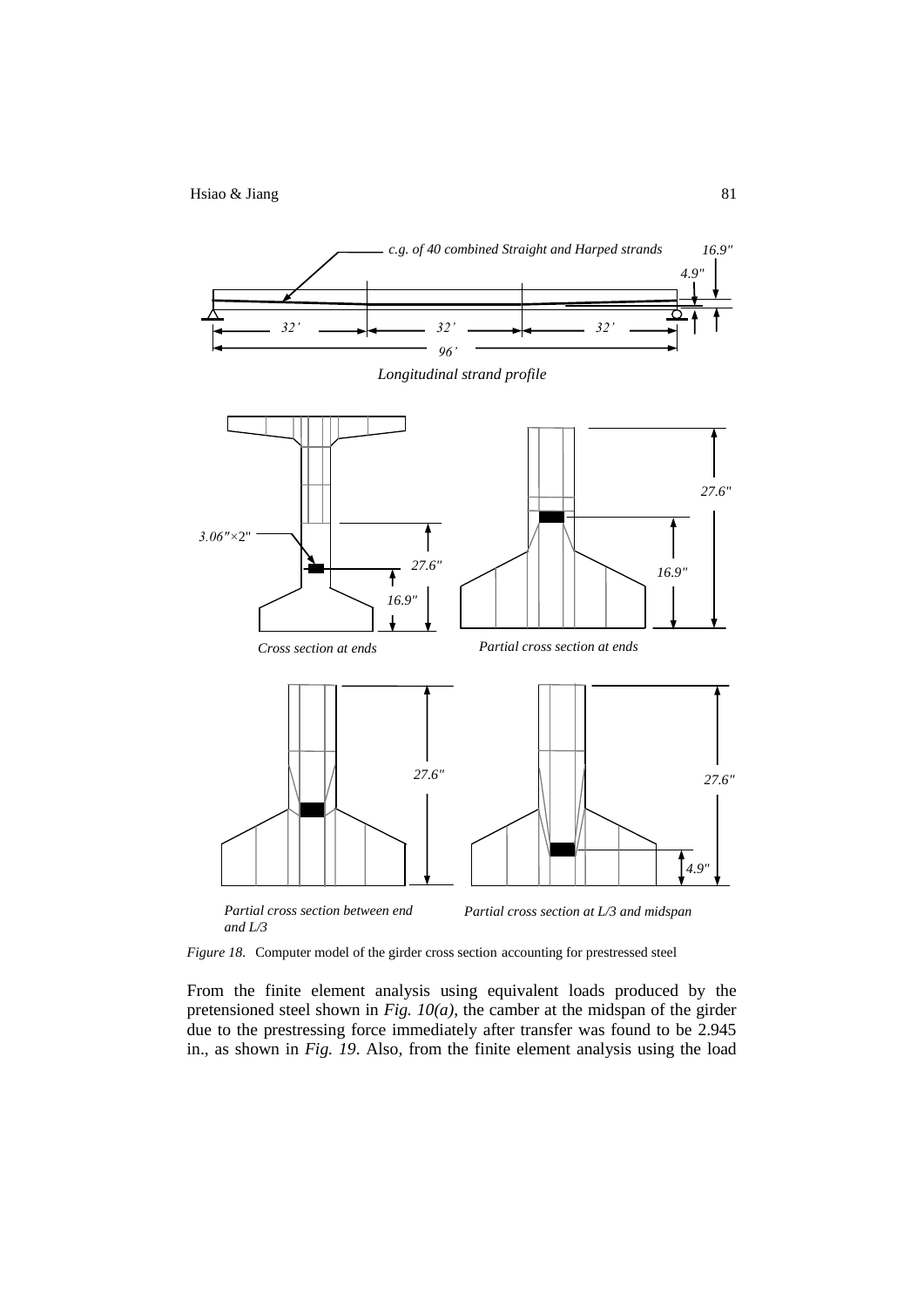*Figure 18.* Computer model of the girder cross section accounting for prestressed steel

From the finite element analysis using equivalent loads produced by the pretensioned steel shown in *Fig. 10(a)*, the camber at the midspan of the girder due to the prestressing force immediately after transfer was found to be 2.945 in., as shown in *Fig. 19*. Also, from the finite element analysis using the load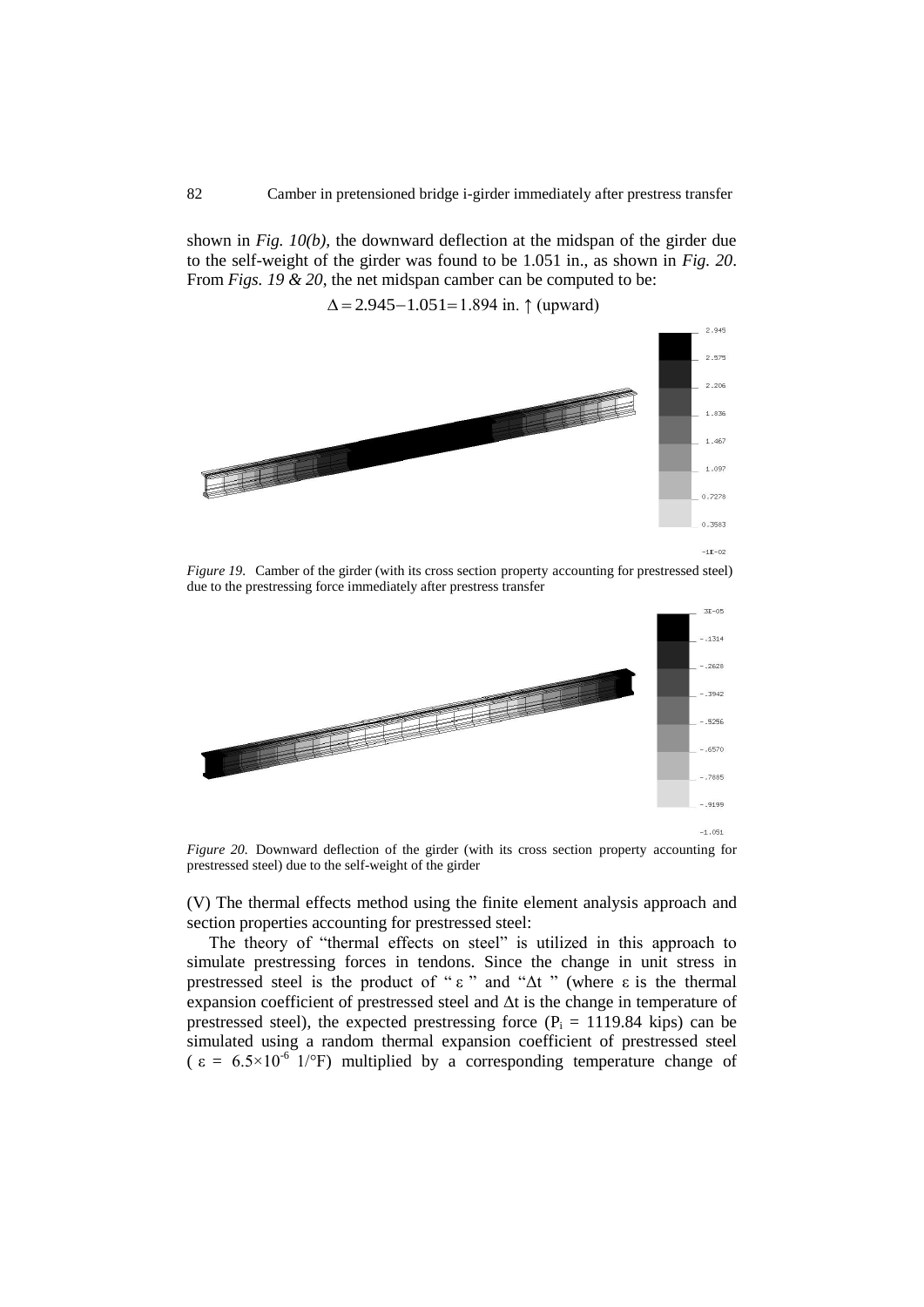shown in *Fig. 10(b)*, the downward deflection at the midspan of the girder due to the self-weight of the girder was found to be 1.051 in., as shown in *Fig. 20*. From *Figs. 19 & 20*, the net midspan camber can be computed to be:

$$\Delta = 2.945 - 1.051 = 1.894 \text{ in.} \uparrow \text{(upward)}$$

*Figure 19.* Camber of the girder (with its cross section property accounting for prestressed steel) due to the prestressing force immediately after prestress transfer

*Figure 20.* Downward deflection of the girder (with its cross section property accounting for prestressed steel) due to the self-weight of the girder

(V) The thermal effects method using the finite element analysis approach and section properties accounting for prestressed steel:

The theory of "thermal effects on steel" is utilized in this approach to simulate prestressing forces in tendons. Since the change in unit stress in prestressed steel is the product of "$\varepsilon$" and "$\Delta t$" (where $\varepsilon$ is the thermal expansion coefficient of prestressed steel and $\Delta t$ is the change in temperature of prestressed steel), the expected prestressing force ($P_i$ = 1119.84 kips) can be simulated using a random thermal expansion coefficient of prestressed steel ($\varepsilon = 6.5 \times 10^{-6}$ 1/°F) multiplied by a corresponding temperature change of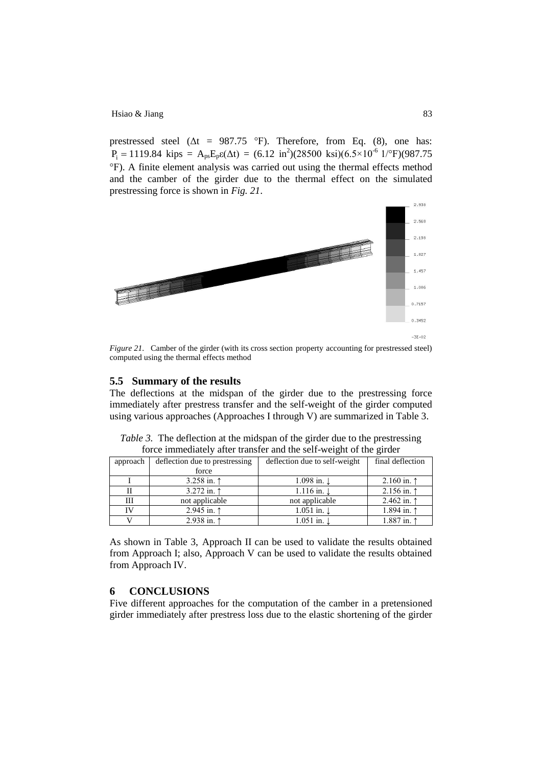prestressed steel ($\Delta t$ = 987.75 °F). Therefore, from Eq. (8), one has: $P_i = 1119.84$ kips $= A_{ps}E_p\varepsilon(\Delta t) = (6.12\ \text{in}^2)(28500\ \text{ksi})(6.5\times10^{-6}\ 1/°\text{F})(987.75\ °\text{F})$. A finite element analysis was carried out using the thermal effects method and the camber of the girder due to the thermal effect on the simulated prestressing force is shown in *Fig. 21*.

*Figure 21.* Camber of the girder (with its cross section property accounting for prestressed steel) computed using the thermal effects method

## 5.5 Summary of the results

The deflections at the midspan of the girder due to the prestressing force immediately after prestress transfer and the self-weight of the girder computed using various approaches (Approaches I through V) are summarized in Table 3.

*Table 3.* The deflection at the midspan of the girder due to the prestressing force immediately after transfer and the self-weight of the girder

| approach | deflection due to prestressing force | deflection due to self-weight | final deflection |
|---|---|---|---|
| I | 3.258 in. ↑ | 1.098 in. ↓ | 2.160 in. ↑ |
| II | 3.272 in. ↑ | 1.116 in. ↓ | 2.156 in. ↑ |
| III | not applicable | not applicable | 2.462 in. ↑ |
| IV | 2.945 in. ↑ | 1.051 in. ↓ | 1.894 in. ↑ |
| V | 2.938 in. ↑ | 1.051 in. ↓ | 1.887 in. ↑ |

As shown in Table 3, Approach II can be used to validate the results obtained from Approach I; also, Approach V can be used to validate the results obtained from Approach IV.

# 6 CONCLUSIONS

Five different approaches for the computation of the camber in a pretensioned girder immediately after prestress loss due to the elastic shortening of the girder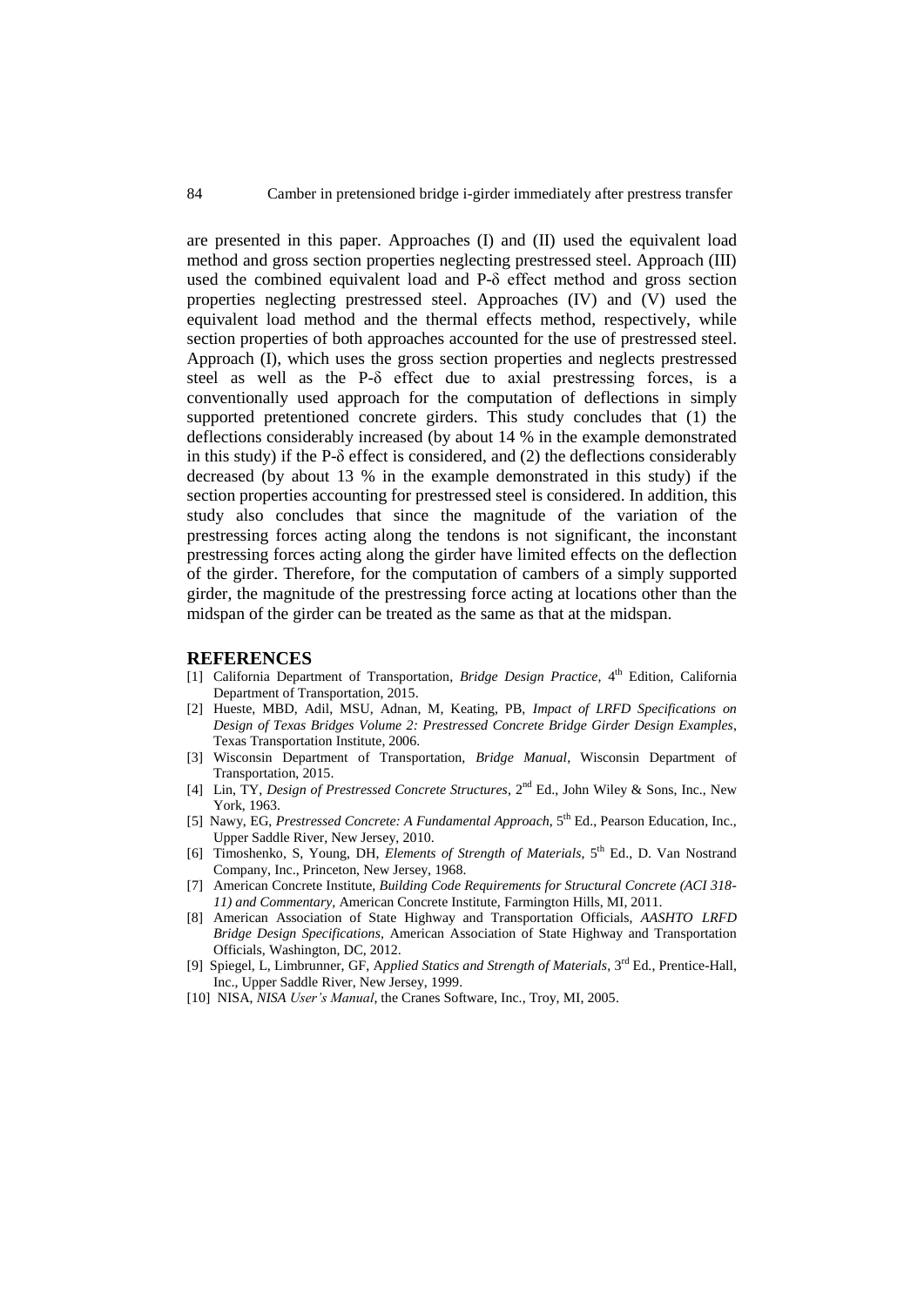are presented in this paper. Approaches (I) and (II) used the equivalent load method and gross section properties neglecting prestressed steel. Approach (III) used the combined equivalent load and P-$\delta$ effect method and gross section properties neglecting prestressed steel. Approaches (IV) and (V) used the equivalent load method and the thermal effects method, respectively, while section properties of both approaches accounted for the use of prestressed steel. Approach (I), which uses the gross section properties and neglects prestressed steel as well as the P-$\delta$ effect due to axial prestressing forces, is a conventionally used approach for the computation of deflections in simply supported pretentioned concrete girders. This study concludes that (1) the deflections considerably increased (by about 14 % in the example demonstrated in this study) if the P-$\delta$ effect is considered, and (2) the deflections considerably decreased (by about 13 % in the example demonstrated in this study) if the section properties accounting for prestressed steel is considered. In addition, this study also concludes that since the magnitude of the variation of the prestressing forces acting along the tendons is not significant, the inconstant prestressing forces acting along the girder have limited effects on the deflection of the girder. Therefore, for the computation of cambers of a simply supported girder, the magnitude of the prestressing force acting at locations other than the midspan of the girder can be treated as the same as that at the midspan.

## REFERENCES

[1] California Department of Transportation, *Bridge Design Practice*, 4th Edition, California Department of Transportation, 2015.

[2] Hueste, MBD, Adil, MSU, Adnan, M, Keating, PB, *Impact of LRFD Specifications on Design of Texas Bridges Volume 2: Prestressed Concrete Bridge Girder Design Examples*, Texas Transportation Institute, 2006.

[3] Wisconsin Department of Transportation, *Bridge Manual*, Wisconsin Department of Transportation, 2015.

[4] Lin, TY, *Design of Prestressed Concrete Structures*, 2nd Ed., John Wiley & Sons, Inc., New York, 1963.

[5] Nawy, EG, *Prestressed Concrete: A Fundamental Approach*, 5th Ed., Pearson Education, Inc., Upper Saddle River, New Jersey, 2010.

[6] Timoshenko, S, Young, DH, *Elements of Strength of Materials*, 5th Ed., D. Van Nostrand Company, Inc., Princeton, New Jersey, 1968.

[7] American Concrete Institute, *Building Code Requirements for Structural Concrete (ACI 318-11) and Commentary*, American Concrete Institute, Farmington Hills, MI, 2011.

[8] American Association of State Highway and Transportation Officials, *AASHTO LRFD Bridge Design Specifications*, American Association of State Highway and Transportation Officials, Washington, DC, 2012.

[9] Spiegel, L, Limbrunner, GF, *Applied Statics and Strength of Materials*, 3rd Ed., Prentice-Hall, Inc., Upper Saddle River, New Jersey, 1999.

[10] NISA, *NISA User's Manual*, the Cranes Software, Inc., Troy, MI, 2005.